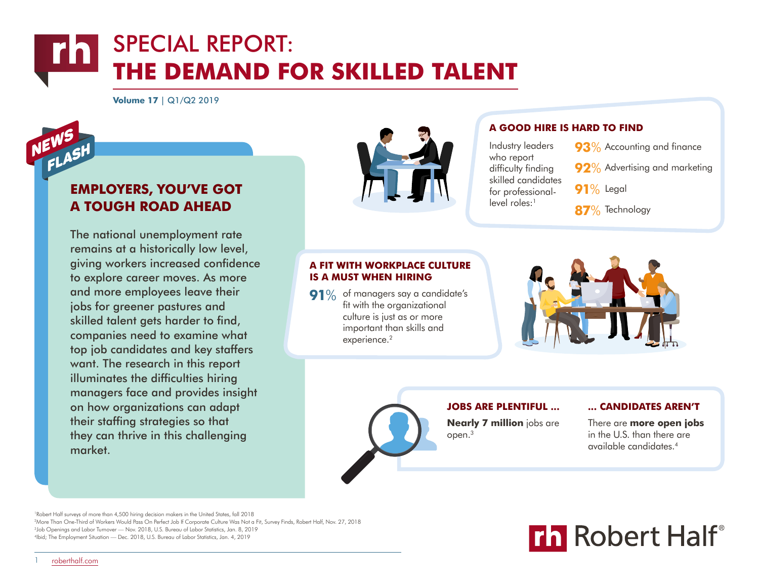# SPECIAL REPORT:
# THE DEMAND FOR SKILLED TALENT

**Volume 17** | Q1/Q2 2019

NEWS FLASH

## EMPLOYERS, YOU'VE GOT A TOUGH ROAD AHEAD

The national unemployment rate remains at a historically low level, giving workers increased confidence to explore career moves. As more and more employees leave their jobs for greener pastures and skilled talent gets harder to find, companies need to examine what top job candidates and key staffers want. The research in this report illuminates the difficulties hiring managers face and provides insight on how organizations can adapt their staffing strategies so that they can thrive in this challenging market.

## A GOOD HIRE IS HARD TO FIND

Industry leaders who report difficulty finding skilled candidates for professional-level roles:[1]

- **93%** Accounting and finance
- **92%** Advertising and marketing
- **91%** Legal
- **87%** Technology

## A FIT WITH WORKPLACE CULTURE IS A MUST WHEN HIRING

**91%** of managers say a candidate's fit with the organizational culture is just as or more important than skills and experience.[2]

## JOBS ARE PLENTIFUL ...

**Nearly 7 million** jobs are open.[3]

## ... CANDIDATES AREN'T

There are **more open jobs** in the U.S. than there are available candidates.[4]

[1]Robert Half surveys of more than 4,500 hiring decision makers in the United States, fall 2018
[2]More Than One-Third of Workers Would Pass On Perfect Job If Corporate Culture Was Not a Fit, Survey Finds, Robert Half, Nov. 27, 2018
[3]Job Openings and Labor Turnover — Nov. 2018, U.S. Bureau of Labor Statistics, Jan. 8, 2019
[4]Ibid; The Employment Situation — Dec. 2018, U.S. Bureau of Labor Statistics, Jan. 4, 2019

rh Robert Half®

roberthalf.com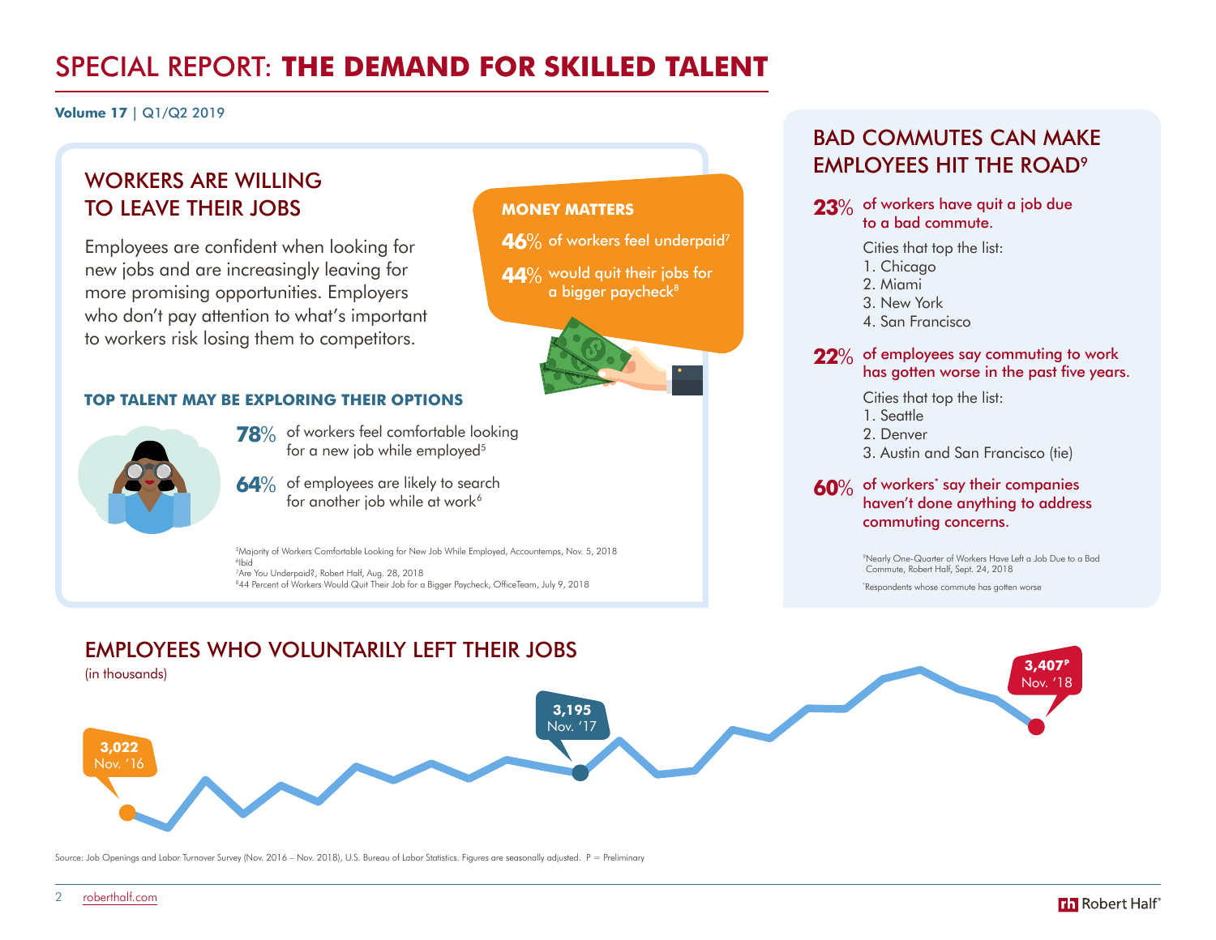# SPECIAL REPORT: **THE DEMAND FOR SKILLED TALENT**

**Volume 17** | Q1/Q2 2019

## WORKERS ARE WILLING TO LEAVE THEIR JOBS

Employees are confident when looking for new jobs and are increasingly leaving for more promising opportunities. Employers who don't pay attention to what's important to workers risk losing them to competitors.

### MONEY MATTERS

**46%** of workers feel underpaid[7]

**44%** would quit their jobs for a bigger paycheck[8]

### TOP TALENT MAY BE EXPLORING THEIR OPTIONS

**78%** of workers feel comfortable looking for a new job while employed[5]

**64%** of employees are likely to search for another job while at work[6]

[5] Majority of Workers Comfortable Looking for New Job While Employed, Accountemps, Nov. 5, 2018
[6] Ibid
[7] Are You Underpaid?, Robert Half, Aug. 28, 2018
[8] 44 Percent of Workers Would Quit Their Job for a Bigger Paycheck, OfficeTeam, July 9, 2018

## BAD COMMUTES CAN MAKE EMPLOYEES HIT THE ROAD[9]

**23%** of workers have quit a job due to a bad commute.

Cities that top the list:
1. Chicago
2. Miami
3. New York
4. San Francisco

**22%** of employees say commuting to work has gotten worse in the past five years.

Cities that top the list:
1. Seattle
2. Denver
3. Austin and San Francisco (tie)

**60%** of workers* say their companies haven't done anything to address commuting concerns.

[9] Nearly One-Quarter of Workers Have Left a Job Due to a Bad Commute, Robert Half, Sept. 24, 2018
*Respondents whose commute has gotten worse

## EMPLOYEES WHO VOLUNTARILY LEFT THEIR JOBS

(in thousands)

- 3,022 Nov. '16
- 3,195 Nov. '17
- 3,407[P] Nov. '18

Source: Job Openings and Labor Turnover Survey (Nov. 2016 – Nov. 2018), U.S. Bureau of Labor Statistics. Figures are seasonally adjusted. P = Preliminary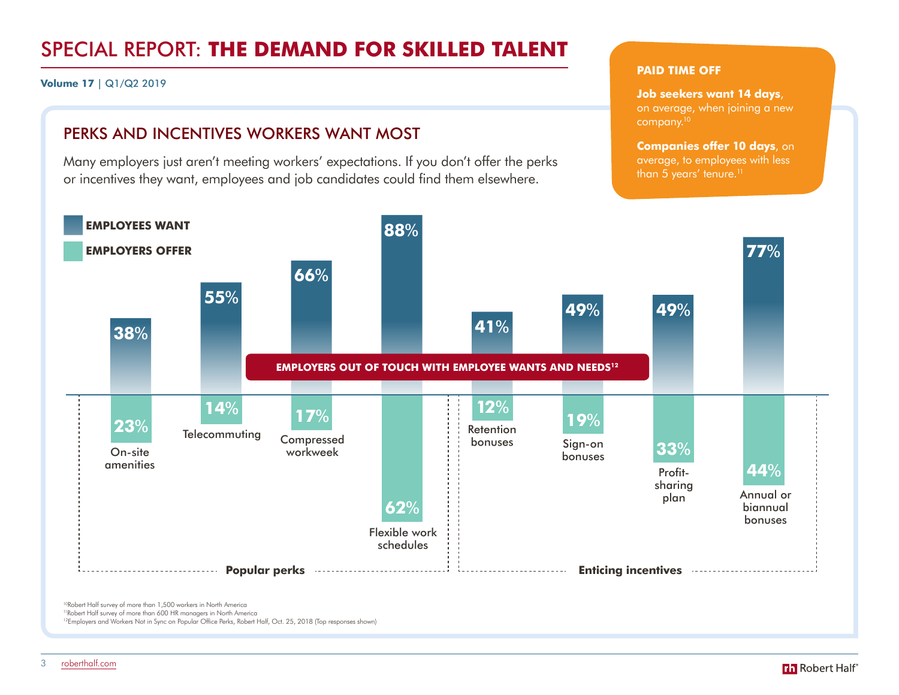# SPECIAL REPORT: **THE DEMAND FOR SKILLED TALENT**

**Volume 17** | Q1/Q2 2019

**PAID TIME OFF**

**Job seekers want 14 days**, on average, when joining a new company.[10]

**Companies offer 10 days**, on average, to employees with less than 5 years' tenure.[11]

## PERKS AND INCENTIVES WORKERS WANT MOST

Many employers just aren't meeting workers' expectations. If you don't offer the perks or incentives they want, employees and job candidates could find them elsewhere.

**EMPLOYERS OUT OF TOUCH WITH EMPLOYEE WANTS AND NEEDS[12]**

| Category | Perk / Incentive | Employees want | Employers offer |
| --- | --- | --- | --- |
| Popular perks | On-site amenities | 38% | 23% |
| Popular perks | Telecommuting | 55% | 14% |
| Popular perks | Compressed workweek | 66% | 17% |
| Popular perks | Flexible work schedules | 88% | 62% |
| Enticing incentives | Retention bonuses | 41% | 12% |
| Enticing incentives | Sign-on bonuses | 49% | 19% |
| Enticing incentives | Profit-sharing plan | 49% | 33% |
| Enticing incentives | Annual or biannual bonuses | 77% | 44% |

[10]Robert Half survey of more than 1,500 workers in North America
[11]Robert Half survey of more than 600 HR managers in North America
[12]Employers and Workers Not in Sync on Popular Office Perks, Robert Half, Oct. 25, 2018 (Top responses shown)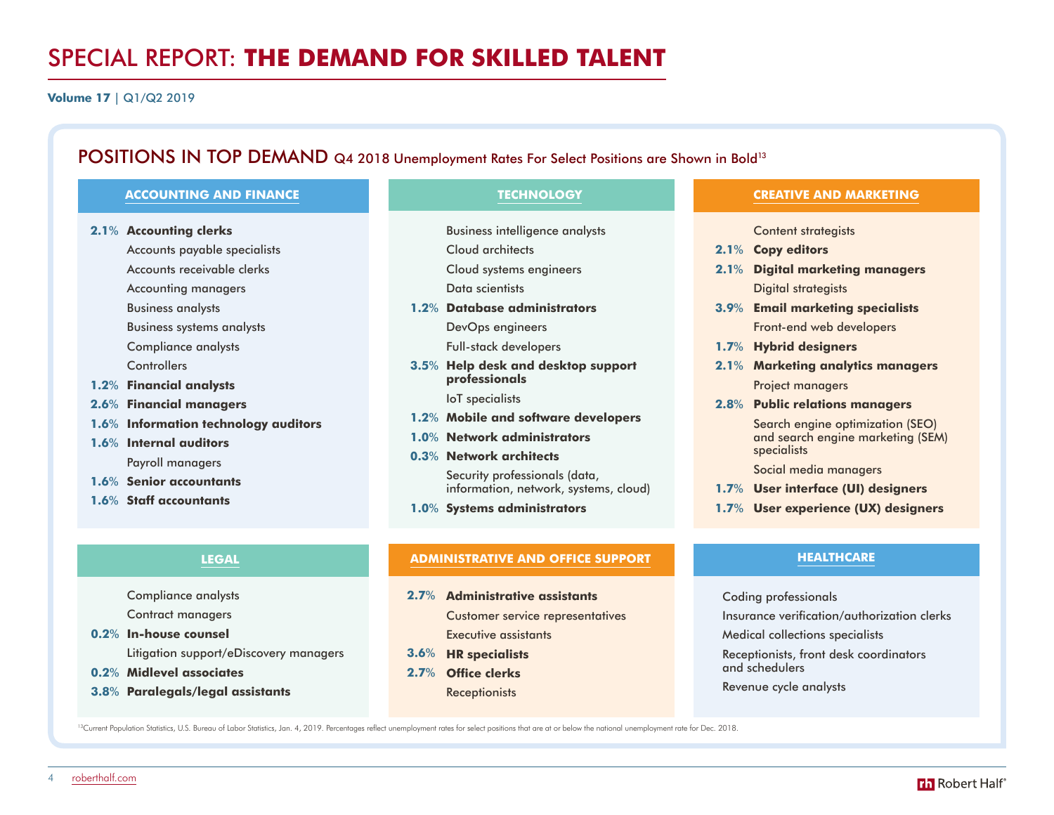# SPECIAL REPORT: **THE DEMAND FOR SKILLED TALENT**

**Volume 17** | Q1/Q2 2019

## POSITIONS IN TOP DEMAND Q4 2018 Unemployment Rates For Select Positions are Shown in Bold[13]

### ACCOUNTING AND FINANCE

- 2.1% **Accounting clerks**
- Accounts payable specialists
- Accounts receivable clerks
- Accounting managers
- Business analysts
- Business systems analysts
- Compliance analysts
- Controllers
- 1.2% **Financial analysts**
- 2.6% **Financial managers**
- 1.6% **Information technology auditors**
- 1.6% **Internal auditors**
- Payroll managers
- 1.6% **Senior accountants**
- 1.6% **Staff accountants**

### TECHNOLOGY

- Business intelligence analysts
- Cloud architects
- Cloud systems engineers
- Data scientists
- 1.2% **Database administrators**
- DevOps engineers
- Full-stack developers
- 3.5% **Help desk and desktop support professionals**
- IoT specialists
- 1.2% **Mobile and software developers**
- 1.0% **Network administrators**
- 0.3% **Network architects**
- Security professionals (data, information, network, systems, cloud)
- 1.0% **Systems administrators**

### CREATIVE AND MARKETING

- Content strategists
- 2.1% **Copy editors**
- 2.1% **Digital marketing managers**
- Digital strategists
- 3.9% **Email marketing specialists**
- Front-end web developers
- 1.7% **Hybrid designers**
- 2.1% **Marketing analytics managers**
- Project managers
- 2.8% **Public relations managers**
- Search engine optimization (SEO) and search engine marketing (SEM) specialists
- Social media managers
- 1.7% **User interface (UI) designers**
- 1.7% **User experience (UX) designers**

### LEGAL

- Compliance analysts
- Contract managers
- 0.2% **In-house counsel**
- Litigation support/eDiscovery managers
- 0.2% **Midlevel associates**
- 3.8% **Paralegals/legal assistants**

### ADMINISTRATIVE AND OFFICE SUPPORT

- 2.7% **Administrative assistants**
- Customer service representatives
- Executive assistants
- 3.6% **HR specialists**
- 2.7% **Office clerks**
- Receptionists

### HEALTHCARE

- Coding professionals
- Insurance verification/authorization clerks
- Medical collections specialists
- Receptionists, front desk coordinators and schedulers
- Revenue cycle analysts

[13]Current Population Statistics, U.S. Bureau of Labor Statistics, Jan. 4, 2019. Percentages reflect unemployment rates for select positions that are at or below the national unemployment rate for Dec. 2018.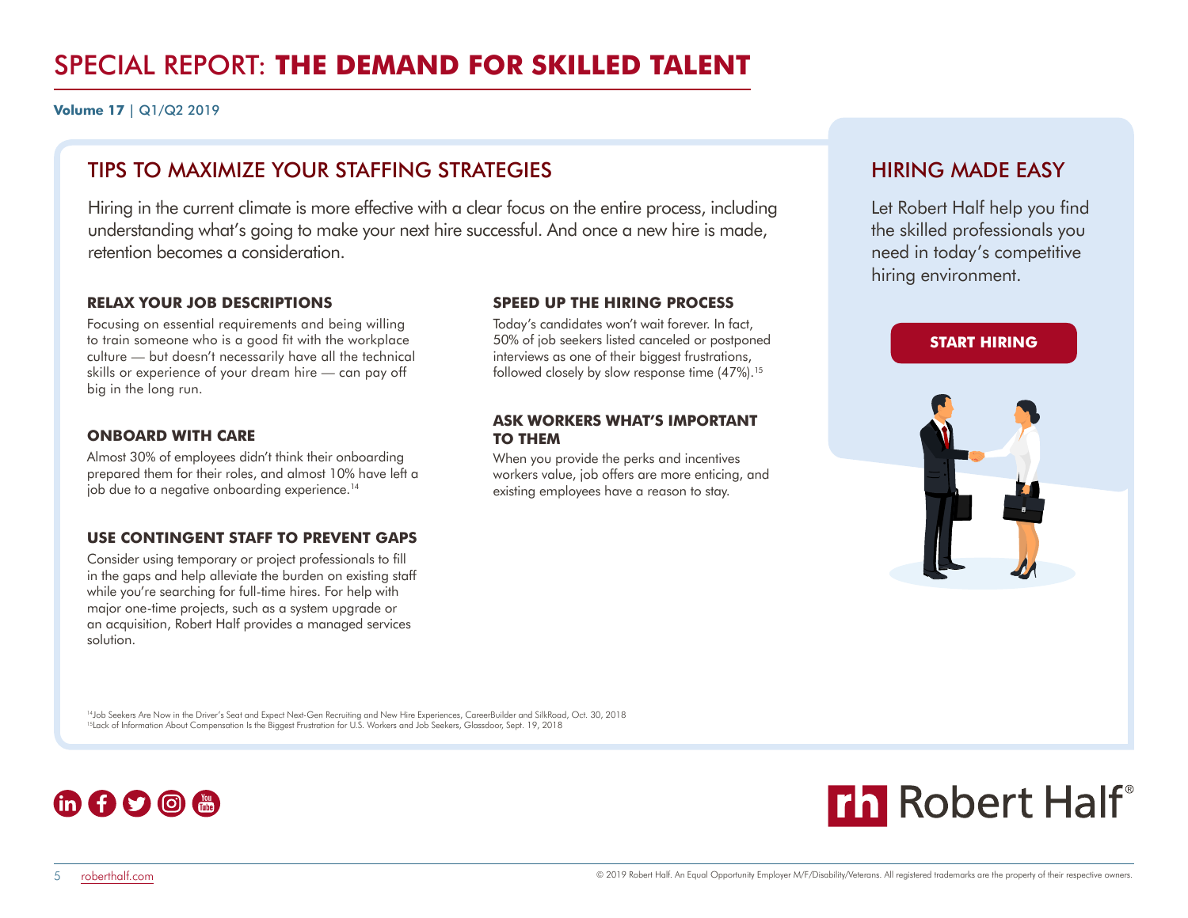# SPECIAL REPORT: **THE DEMAND FOR SKILLED TALENT**

**Volume 17** | Q1/Q2 2019

## TIPS TO MAXIMIZE YOUR STAFFING STRATEGIES

Hiring in the current climate is more effective with a clear focus on the entire process, including understanding what's going to make your next hire successful. And once a new hire is made, retention becomes a consideration.

### RELAX YOUR JOB DESCRIPTIONS

Focusing on essential requirements and being willing to train someone who is a good fit with the workplace culture — but doesn't necessarily have all the technical skills or experience of your dream hire — can pay off big in the long run.

### ONBOARD WITH CARE

Almost 30% of employees didn't think their onboarding prepared them for their roles, and almost 10% have left a job due to a negative onboarding experience.[14]

### USE CONTINGENT STAFF TO PREVENT GAPS

Consider using temporary or project professionals to fill in the gaps and help alleviate the burden on existing staff while you're searching for full-time hires. For help with major one-time projects, such as a system upgrade or an acquisition, Robert Half provides a managed services solution.

### SPEED UP THE HIRING PROCESS

Today's candidates won't wait forever. In fact, 50% of job seekers listed canceled or postponed interviews as one of their biggest frustrations, followed closely by slow response time (47%).[15]

### ASK WORKERS WHAT'S IMPORTANT TO THEM

When you provide the perks and incentives workers value, job offers are more enticing, and existing employees have a reason to stay.

[14]Job Seekers Are Now in the Driver's Seat and Expect Next-Gen Recruiting and New Hire Experiences, CareerBuilder and SilkRoad, Oct. 30, 2018
[15]Lack of Information About Compensation Is the Biggest Frustration for U.S. Workers and Job Seekers, Glassdoor, Sept. 19, 2018

## HIRING MADE EASY

Let Robert Half help you find the skilled professionals you need in today's competitive hiring environment.

**START HIRING**

Robert Half®

roberthalf.com

© 2019 Robert Half. An Equal Opportunity Employer M/F/Disability/Veterans. All registered trademarks are the property of their respective owners.